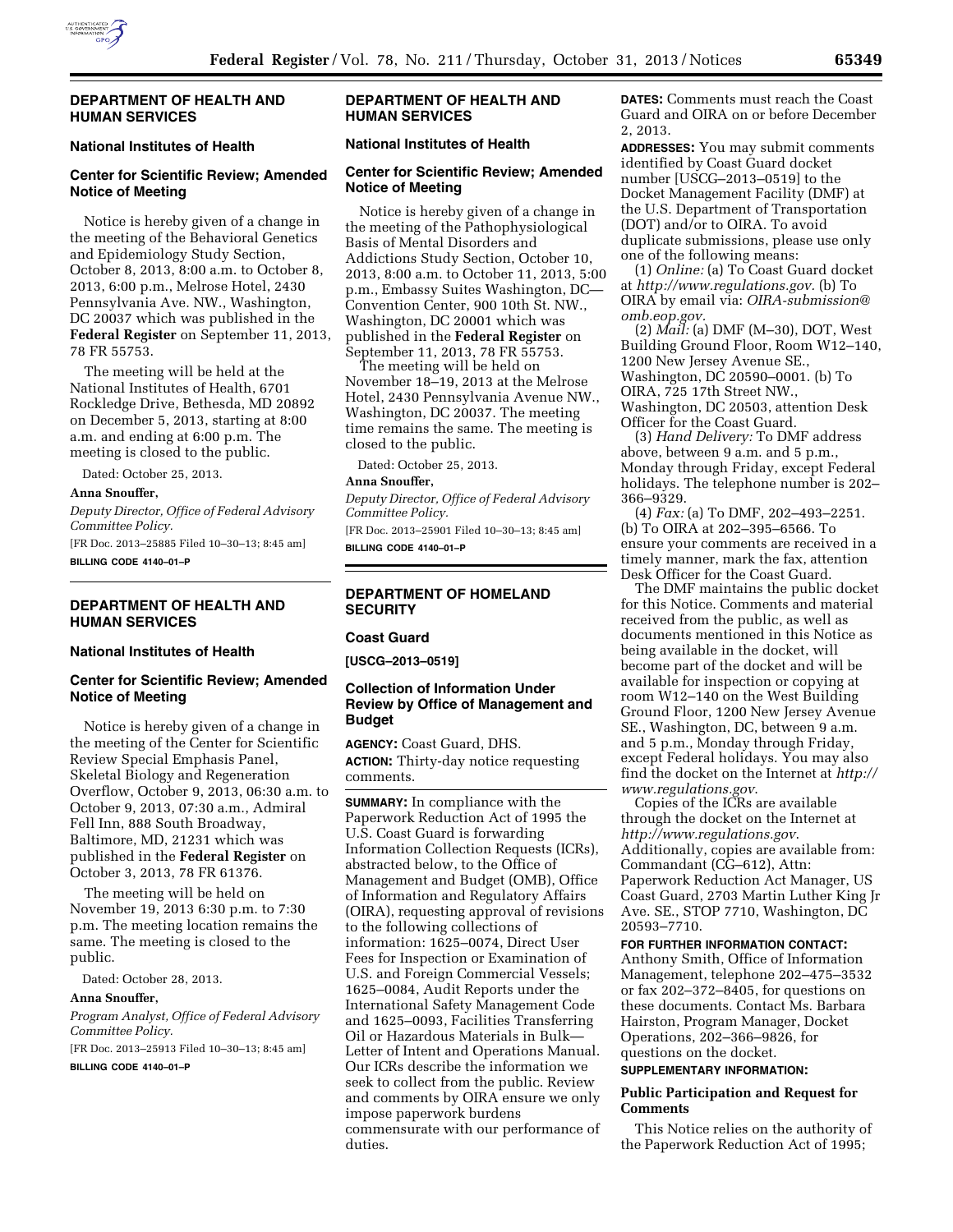## DEPARTMENT OF HEALTH AND HUMAN SERVICES

### National Institutes of Health

### Center for Scientific Review; Amended Notice of Meeting

Notice is hereby given of a change in the meeting of the Behavioral Genetics and Epidemiology Study Section, October 8, 2013, 8:00 a.m. to October 8, 2013, 6:00 p.m., Melrose Hotel, 2430 Pennsylvania Ave. NW., Washington, DC 20037 which was published in the **Federal Register** on September 11, 2013, 78 FR 55753.

The meeting will be held at the National Institutes of Health, 6701 Rockledge Drive, Bethesda, MD 20892 on December 5, 2013, starting at 8:00 a.m. and ending at 6:00 p.m. The meeting is closed to the public.

Dated: October 25, 2013.

**Anna Snouffer,**

*Deputy Director, Office of Federal Advisory Committee Policy.*

[FR Doc. 2013–25885 Filed 10–30–13; 8:45 am]

**BILLING CODE 4140–01–P**

## DEPARTMENT OF HEALTH AND HUMAN SERVICES

### National Institutes of Health

### Center for Scientific Review; Amended Notice of Meeting

Notice is hereby given of a change in the meeting of the Center for Scientific Review Special Emphasis Panel, Skeletal Biology and Regeneration Overflow, October 9, 2013, 06:30 a.m. to October 9, 2013, 07:30 a.m., Admiral Fell Inn, 888 South Broadway, Baltimore, MD, 21231 which was published in the **Federal Register** on October 3, 2013, 78 FR 61376.

The meeting will be held on November 19, 2013 6:30 p.m. to 7:30 p.m. The meeting location remains the same. The meeting is closed to the public.

Dated: October 28, 2013.

**Anna Snouffer,**

*Program Analyst, Office of Federal Advisory Committee Policy.*

[FR Doc. 2013–25913 Filed 10–30–13; 8:45 am]

**BILLING CODE 4140–01–P**

## DEPARTMENT OF HEALTH AND HUMAN SERVICES

### National Institutes of Health

### Center for Scientific Review; Amended Notice of Meeting

Notice is hereby given of a change in the meeting of the Pathophysiological Basis of Mental Disorders and Addictions Study Section, October 10, 2013, 8:00 a.m. to October 11, 2013, 5:00 p.m., Embassy Suites Washington, DC—Convention Center, 900 10th St. NW., Washington, DC 20001 which was published in the **Federal Register** on September 11, 2013, 78 FR 55753.

The meeting will be held on November 18–19, 2013 at the Melrose Hotel, 2430 Pennsylvania Avenue NW., Washington, DC 20037. The meeting time remains the same. The meeting is closed to the public.

Dated: October 25, 2013.

**Anna Snouffer,**

*Deputy Director, Office of Federal Advisory Committee Policy.*

[FR Doc. 2013–25901 Filed 10–30–13; 8:45 am]

**BILLING CODE 4140–01–P**

## DEPARTMENT OF HOMELAND SECURITY

### Coast Guard

**[USCG–2013–0519]**

### Collection of Information Under Review by Office of Management and Budget

**AGENCY:** Coast Guard, DHS.

**ACTION:** Thirty-day notice requesting comments.

**SUMMARY:** In compliance with the Paperwork Reduction Act of 1995 the U.S. Coast Guard is forwarding Information Collection Requests (ICRs), abstracted below, to the Office of Management and Budget (OMB), Office of Information and Regulatory Affairs (OIRA), requesting approval of revisions to the following collections of information: 1625–0074, Direct User Fees for Inspection or Examination of U.S. and Foreign Commercial Vessels; 1625–0084, Audit Reports under the International Safety Management Code and 1625–0093, Facilities Transferring Oil or Hazardous Materials in Bulk—Letter of Intent and Operations Manual. Our ICRs describe the information we seek to collect from the public. Review and comments by OIRA ensure we only impose paperwork burdens commensurate with our performance of duties.

**DATES:** Comments must reach the Coast Guard and OIRA on or before December 2, 2013.

**ADDRESSES:** You may submit comments identified by Coast Guard docket number [USCG–2013–0519] to the Docket Management Facility (DMF) at the U.S. Department of Transportation (DOT) and/or to OIRA. To avoid duplicate submissions, please use only one of the following means:

(1) *Online:* (a) To Coast Guard docket at *http://www.regulations.gov.* (b) To OIRA by email via: *OIRA-submission@omb.eop.gov.*

(2) *Mail:* (a) DMF (M–30), DOT, West Building Ground Floor, Room W12–140, 1200 New Jersey Avenue SE., Washington, DC 20590–0001. (b) To OIRA, 725 17th Street NW., Washington, DC 20503, attention Desk Officer for the Coast Guard.

(3) *Hand Delivery:* To DMF address above, between 9 a.m. and 5 p.m., Monday through Friday, except Federal holidays. The telephone number is 202–366–9329.

(4) *Fax:* (a) To DMF, 202–493–2251. (b) To OIRA at 202–395–6566. To ensure your comments are received in a timely manner, mark the fax, attention Desk Officer for the Coast Guard.

The DMF maintains the public docket for this Notice. Comments and material received from the public, as well as documents mentioned in this Notice as being available in the docket, will become part of the docket and will be available for inspection or copying at room W12–140 on the West Building Ground Floor, 1200 New Jersey Avenue SE., Washington, DC, between 9 a.m. and 5 p.m., Monday through Friday, except Federal holidays. You may also find the docket on the Internet at *http://www.regulations.gov.*

Copies of the ICRs are available through the docket on the Internet at *http://www.regulations.gov*. Additionally, copies are available from: Commandant (CG–612), Attn: Paperwork Reduction Act Manager, US Coast Guard, 2703 Martin Luther King Jr Ave. SE., STOP 7710, Washington, DC 20593–7710.

**FOR FURTHER INFORMATION CONTACT:** Anthony Smith, Office of Information Management, telephone 202–475–3532 or fax 202–372–8405, for questions on these documents. Contact Ms. Barbara Hairston, Program Manager, Docket Operations, 202–366–9826, for questions on the docket.

**SUPPLEMENTARY INFORMATION:**

**Public Participation and Request for Comments**

This Notice relies on the authority of the Paperwork Reduction Act of 1995;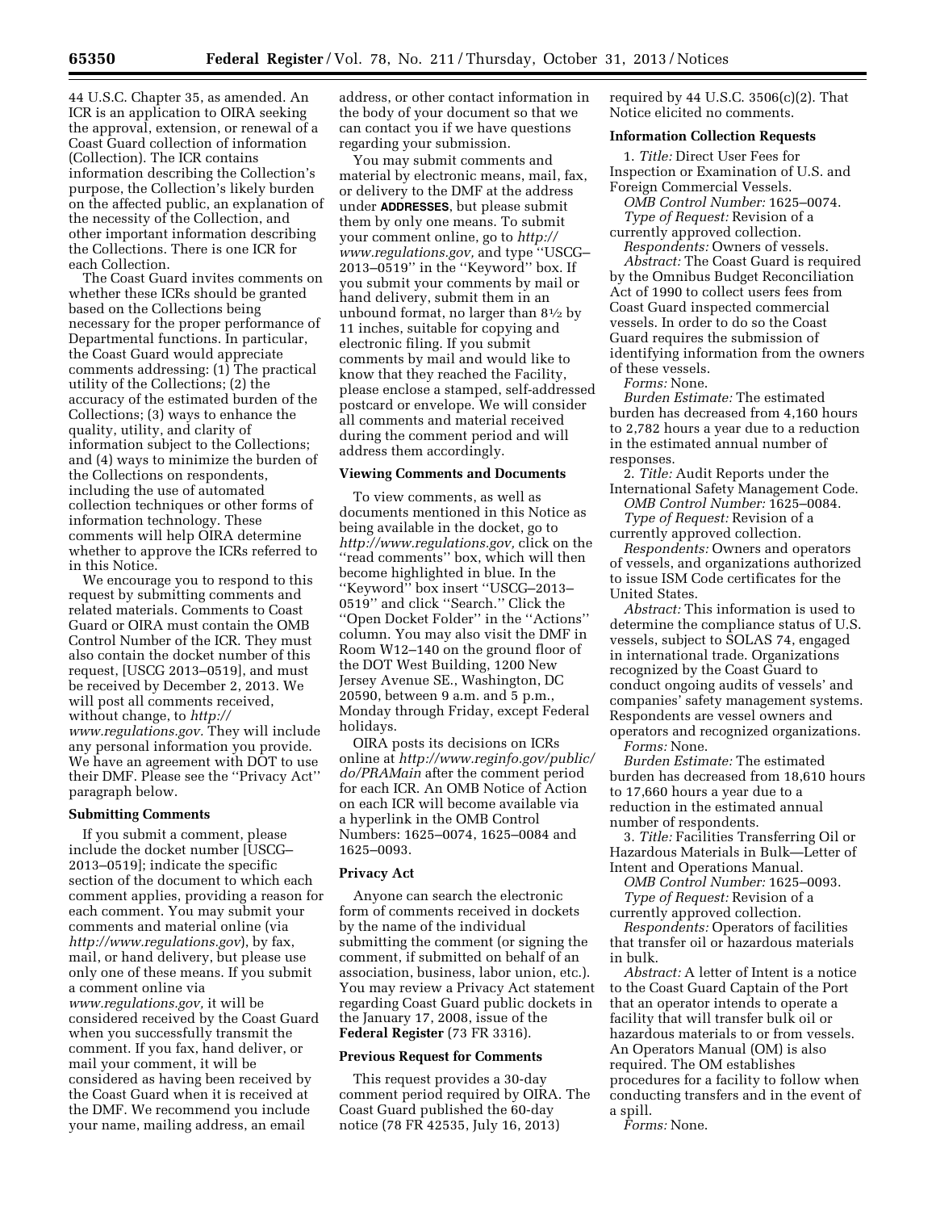44 U.S.C. Chapter 35, as amended. An ICR is an application to OIRA seeking the approval, extension, or renewal of a Coast Guard collection of information (Collection). The ICR contains information describing the Collection's purpose, the Collection's likely burden on the affected public, an explanation of the necessity of the Collection, and other important information describing the Collections. There is one ICR for each Collection.

The Coast Guard invites comments on whether these ICRs should be granted based on the Collections being necessary for the proper performance of Departmental functions. In particular, the Coast Guard would appreciate comments addressing: (1) The practical utility of the Collections; (2) the accuracy of the estimated burden of the Collections; (3) ways to enhance the quality, utility, and clarity of information subject to the Collections; and (4) ways to minimize the burden of the Collections on respondents, including the use of automated collection techniques or other forms of information technology. These comments will help OIRA determine whether to approve the ICRs referred to in this Notice.

We encourage you to respond to this request by submitting comments and related materials. Comments to Coast Guard or OIRA must contain the OMB Control Number of the ICR. They must also contain the docket number of this request, [USCG 2013–0519], and must be received by December 2, 2013. We will post all comments received, without change, to *http://www.regulations.gov.* They will include any personal information you provide. We have an agreement with DOT to use their DMF. Please see the ''Privacy Act'' paragraph below.

### Submitting Comments

If you submit a comment, please include the docket number [USCG–2013–0519]; indicate the specific section of the document to which each comment applies, providing a reason for each comment. You may submit your comments and material online (via *http://www.regulations.gov*), by fax, mail, or hand delivery, but please use only one of these means. If you submit a comment online via *www.regulations.gov,* it will be considered received by the Coast Guard when you successfully transmit the comment. If you fax, hand deliver, or mail your comment, it will be considered as having been received by the Coast Guard when it is received at the DMF. We recommend you include your name, mailing address, an email address, or other contact information in the body of your document so that we can contact you if we have questions regarding your submission.

You may submit comments and material by electronic means, mail, fax, or delivery to the DMF at the address under **ADDRESSES**, but please submit them by only one means. To submit your comment online, go to *http://www.regulations.gov,* and type ''USCG–2013–0519'' in the ''Keyword'' box. If you submit your comments by mail or hand delivery, submit them in an unbound format, no larger than 8½ by 11 inches, suitable for copying and electronic filing. If you submit comments by mail and would like to know that they reached the Facility, please enclose a stamped, self-addressed postcard or envelope. We will consider all comments and material received during the comment period and will address them accordingly.

### Viewing Comments and Documents

To view comments, as well as documents mentioned in this Notice as being available in the docket, go to *http://www.regulations.gov,* click on the ''read comments'' box, which will then become highlighted in blue. In the ''Keyword'' box insert ''USCG–2013–0519'' and click ''Search.'' Click the ''Open Docket Folder'' in the ''Actions'' column. You may also visit the DMF in Room W12–140 on the ground floor of the DOT West Building, 1200 New Jersey Avenue SE., Washington, DC 20590, between 9 a.m. and 5 p.m., Monday through Friday, except Federal holidays.

OIRA posts its decisions on ICRs online at *http://www.reginfo.gov/public/do/PRAMain* after the comment period for each ICR. An OMB Notice of Action on each ICR will become available via a hyperlink in the OMB Control Numbers: 1625–0074, 1625–0084 and 1625–0093.

### Privacy Act

Anyone can search the electronic form of comments received in dockets by the name of the individual submitting the comment (or signing the comment, if submitted on behalf of an association, business, labor union, etc.). You may review a Privacy Act statement regarding Coast Guard public dockets in the January 17, 2008, issue of the **Federal Register** (73 FR 3316).

### Previous Request for Comments

This request provides a 30-day comment period required by OIRA. The Coast Guard published the 60-day notice (78 FR 42535, July 16, 2013) required by 44 U.S.C. 3506(c)(2). That Notice elicited no comments.

### Information Collection Requests

1. *Title:* Direct User Fees for Inspection or Examination of U.S. and Foreign Commercial Vessels.

*OMB Control Number:* 1625–0074.

*Type of Request:* Revision of a currently approved collection.

*Respondents:* Owners of vessels.

*Abstract:* The Coast Guard is required by the Omnibus Budget Reconciliation Act of 1990 to collect users fees from Coast Guard inspected commercial vessels. In order to do so the Coast Guard requires the submission of identifying information from the owners of these vessels.

*Forms:* None.

*Burden Estimate:* The estimated burden has decreased from 4,160 hours to 2,782 hours a year due to a reduction in the estimated annual number of responses.

2. *Title:* Audit Reports under the International Safety Management Code.

*OMB Control Number:* 1625–0084.

*Type of Request:* Revision of a currently approved collection.

*Respondents:* Owners and operators of vessels, and organizations authorized to issue ISM Code certificates for the United States.

*Abstract:* This information is used to determine the compliance status of U.S. vessels, subject to SOLAS 74, engaged in international trade. Organizations recognized by the Coast Guard to conduct ongoing audits of vessels' and companies' safety management systems. Respondents are vessel owners and operators and recognized organizations.

*Forms:* None.

*Burden Estimate:* The estimated burden has decreased from 18,610 hours to 17,660 hours a year due to a reduction in the estimated annual number of respondents.

3. *Title:* Facilities Transferring Oil or Hazardous Materials in Bulk—Letter of Intent and Operations Manual.

*OMB Control Number:* 1625–0093.

*Type of Request:* Revision of a currently approved collection.

*Respondents:* Operators of facilities that transfer oil or hazardous materials in bulk.

*Abstract:* A letter of Intent is a notice to the Coast Guard Captain of the Port that an operator intends to operate a facility that will transfer bulk oil or hazardous materials to or from vessels. An Operators Manual (OM) is also required. The OM establishes procedures for a facility to follow when conducting transfers and in the event of a spill.

*Forms:* None.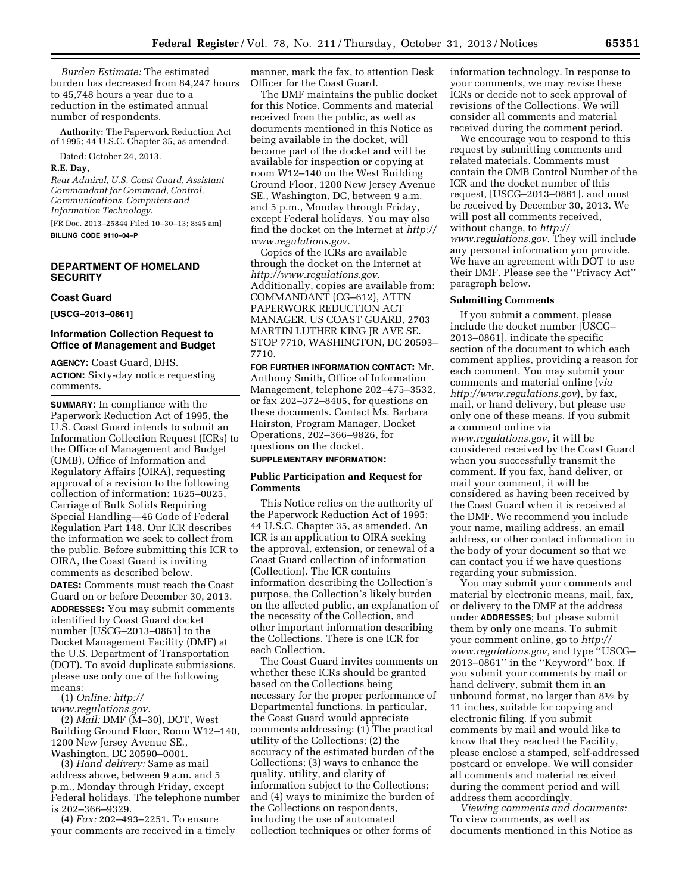*Burden Estimate:* The estimated burden has decreased from 84,247 hours to 45,748 hours a year due to a reduction in the estimated annual number of respondents.

**Authority:** The Paperwork Reduction Act of 1995; 44 U.S.C. Chapter 35, as amended.

Dated: October 24, 2013.

**R.E. Day,**

*Rear Admiral, U.S. Coast Guard, Assistant Commandant for Command, Control, Communications, Computers and Information Technology.*

[FR Doc. 2013–25844 Filed 10–30–13; 8:45 am]

**BILLING CODE 9110–04–P**

## DEPARTMENT OF HOMELAND SECURITY

### Coast Guard

**[USCG–2013–0861]**

### Information Collection Request to Office of Management and Budget

**AGENCY:** Coast Guard, DHS.

**ACTION:** Sixty-day notice requesting comments.

**SUMMARY:** In compliance with the Paperwork Reduction Act of 1995, the U.S. Coast Guard intends to submit an Information Collection Request (ICRs) to the Office of Management and Budget (OMB), Office of Information and Regulatory Affairs (OIRA), requesting approval of a revision to the following collection of information: 1625–0025, Carriage of Bulk Solids Requiring Special Handling—46 Code of Federal Regulation Part 148. Our ICR describes the information we seek to collect from the public. Before submitting this ICR to OIRA, the Coast Guard is inviting comments as described below.

**DATES:** Comments must reach the Coast Guard on or before December 30, 2013.

**ADDRESSES:** You may submit comments identified by Coast Guard docket number [USCG–2013–0861] to the Docket Management Facility (DMF) at the U.S. Department of Transportation (DOT). To avoid duplicate submissions, please use only one of the following means:

(1) *Online: http://www.regulations.gov.*

(2) *Mail:* DMF (M–30), DOT, West Building Ground Floor, Room W12–140, 1200 New Jersey Avenue SE., Washington, DC 20590–0001.

(3) *Hand delivery:* Same as mail address above, between 9 a.m. and 5 p.m., Monday through Friday, except Federal holidays. The telephone number is 202–366–9329.

(4) *Fax:* 202–493–2251. To ensure your comments are received in a timely manner, mark the fax, to attention Desk Officer for the Coast Guard.

The DMF maintains the public docket for this Notice. Comments and material received from the public, as well as documents mentioned in this Notice as being available in the docket, will become part of the docket and will be available for inspection or copying at room W12–140 on the West Building Ground Floor, 1200 New Jersey Avenue SE., Washington, DC, between 9 a.m. and 5 p.m., Monday through Friday, except Federal holidays. You may also find the docket on the Internet at *http://www.regulations.gov.*

Copies of the ICRs are available through the docket on the Internet at *http://www.regulations.gov.* Additionally, copies are available from: COMMANDANT (CG–612), ATTN PAPERWORK REDUCTION ACT MANAGER, US COAST GUARD, 2703 MARTIN LUTHER KING JR AVE SE. STOP 7710, WASHINGTON, DC 20593–7710.

**FOR FURTHER INFORMATION CONTACT:** Mr. Anthony Smith, Office of Information Management, telephone 202–475–3532, or fax 202–372–8405, for questions on these documents. Contact Ms. Barbara Hairston, Program Manager, Docket Operations, 202–366–9826, for questions on the docket.

**SUPPLEMENTARY INFORMATION:**

### Public Participation and Request for Comments

This Notice relies on the authority of the Paperwork Reduction Act of 1995; 44 U.S.C. Chapter 35, as amended. An ICR is an application to OIRA seeking the approval, extension, or renewal of a Coast Guard collection of information (Collection). The ICR contains information describing the Collection's purpose, the Collection's likely burden on the affected public, an explanation of the necessity of the Collection, and other important information describing the Collections. There is one ICR for each Collection.

The Coast Guard invites comments on whether these ICRs should be granted based on the Collections being necessary for the proper performance of Departmental functions. In particular, the Coast Guard would appreciate comments addressing: (1) The practical utility of the Collections; (2) the accuracy of the estimated burden of the Collections; (3) ways to enhance the quality, utility, and clarity of information subject to the Collections; and (4) ways to minimize the burden of the Collections on respondents, including the use of automated collection techniques or other forms of information technology. In response to your comments, we may revise these ICRs or decide not to seek approval of revisions of the Collections. We will consider all comments and material received during the comment period.

We encourage you to respond to this request by submitting comments and related materials. Comments must contain the OMB Control Number of the ICR and the docket number of this request, [USCG–2013–0861], and must be received by December 30, 2013. We will post all comments received, without change, to *http://www.regulations.gov.* They will include any personal information you provide. We have an agreement with DOT to use their DMF. Please see the ''Privacy Act'' paragraph below.

### Submitting Comments

If you submit a comment, please include the docket number [USCG–2013–0861], indicate the specific section of the document to which each comment applies, providing a reason for each comment. You may submit your comments and material online (*via http://www.regulations.gov*), by fax, mail, or hand delivery, but please use only one of these means. If you submit a comment online via *www.regulations.gov,* it will be considered received by the Coast Guard when you successfully transmit the comment. If you fax, hand deliver, or mail your comment, it will be considered as having been received by the Coast Guard when it is received at the DMF. We recommend you include your name, mailing address, an email address, or other contact information in the body of your document so that we can contact you if we have questions regarding your submission.

You may submit your comments and material by electronic means, mail, fax, or delivery to the DMF at the address under **ADDRESSES**; but please submit them by only one means. To submit your comment online, go to *http://www.regulations.gov,* and type ''USCG–2013–0861'' in the ''Keyword'' box. If you submit your comments by mail or hand delivery, submit them in an unbound format, no larger than 8½ by 11 inches, suitable for copying and electronic filing. If you submit comments by mail and would like to know that they reached the Facility, please enclose a stamped, self-addressed postcard or envelope. We will consider all comments and material received during the comment period and will address them accordingly.

*Viewing comments and documents:* To view comments, as well as documents mentioned in this Notice as